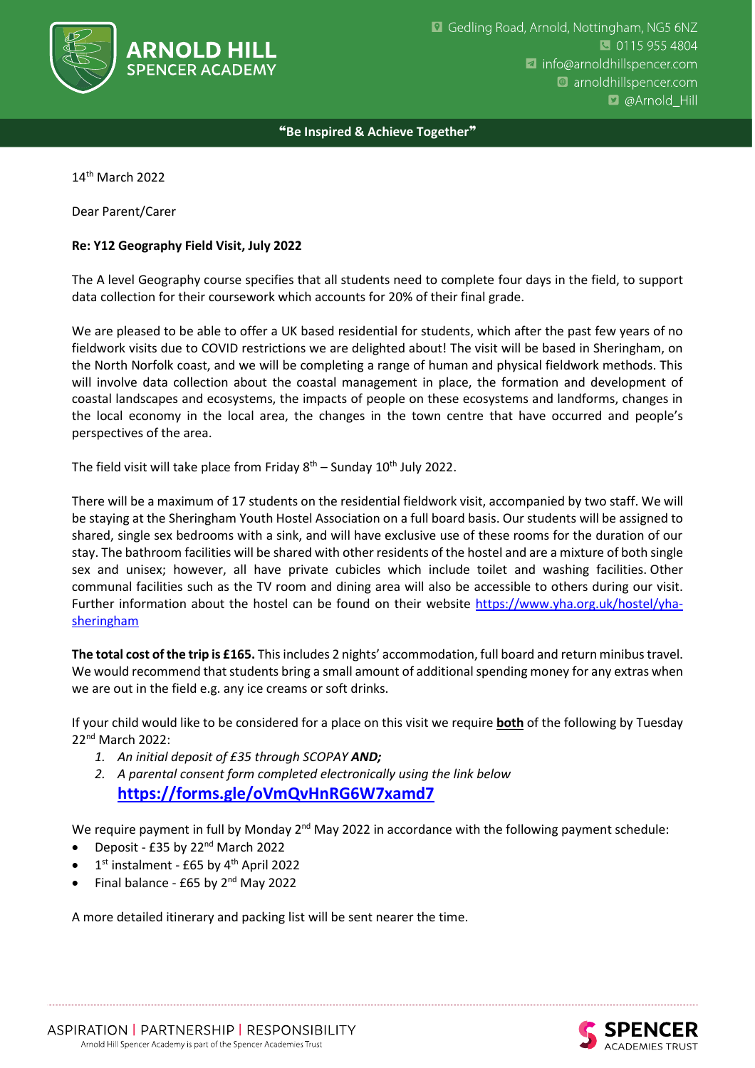**ARNOLD HILL SPENCER ACADEMY**

Gedling Road, Arnold, Nottingham, NG5 6NZ
0115 955 4804
info@arnoldhillspencer.com
arnoldhillspencer.com
@Arnold_Hill

**"Be Inspired & Achieve Together"**

14th March 2022

Dear Parent/Carer

**Re: Y12 Geography Field Visit, July 2022**

The A level Geography course specifies that all students need to complete four days in the field, to support data collection for their coursework which accounts for 20% of their final grade.

We are pleased to be able to offer a UK based residential for students, which after the past few years of no fieldwork visits due to COVID restrictions we are delighted about! The visit will be based in Sheringham, on the North Norfolk coast, and we will be completing a range of human and physical fieldwork methods. This will involve data collection about the coastal management in place, the formation and development of coastal landscapes and ecosystems, the impacts of people on these ecosystems and landforms, changes in the local economy in the local area, the changes in the town centre that have occurred and people's perspectives of the area.

The field visit will take place from Friday 8th – Sunday 10th July 2022.

There will be a maximum of 17 students on the residential fieldwork visit, accompanied by two staff. We will be staying at the Sheringham Youth Hostel Association on a full board basis. Our students will be assigned to shared, single sex bedrooms with a sink, and will have exclusive use of these rooms for the duration of our stay. The bathroom facilities will be shared with other residents of the hostel and are a mixture of both single sex and unisex; however, all have private cubicles which include toilet and washing facilities. Other communal facilities such as the TV room and dining area will also be accessible to others during our visit. Further information about the hostel can be found on their website https://www.yha.org.uk/hostel/yha-sheringham

**The total cost of the trip is £165.** This includes 2 nights' accommodation, full board and return minibus travel. We would recommend that students bring a small amount of additional spending money for any extras when we are out in the field e.g. any ice creams or soft drinks.

If your child would like to be considered for a place on this visit we require **both** of the following by Tuesday 22nd March 2022:

1. *An initial deposit of £35 through SCOPAY* ***AND;***
2. *A parental consent form completed electronically using the link below*
   **https://forms.gle/oVmQvHnRG6W7xamd7**

We require payment in full by Monday 2nd May 2022 in accordance with the following payment schedule:

- Deposit - £35 by 22nd March 2022
- 1st instalment - £65 by 4th April 2022
- Final balance - £65 by 2nd May 2022

A more detailed itinerary and packing list will be sent nearer the time.

ASPIRATION | PARTNERSHIP | RESPONSIBILITY
Arnold Hill Spencer Academy is part of the Spencer Academies Trust

SPENCER ACADEMIES TRUST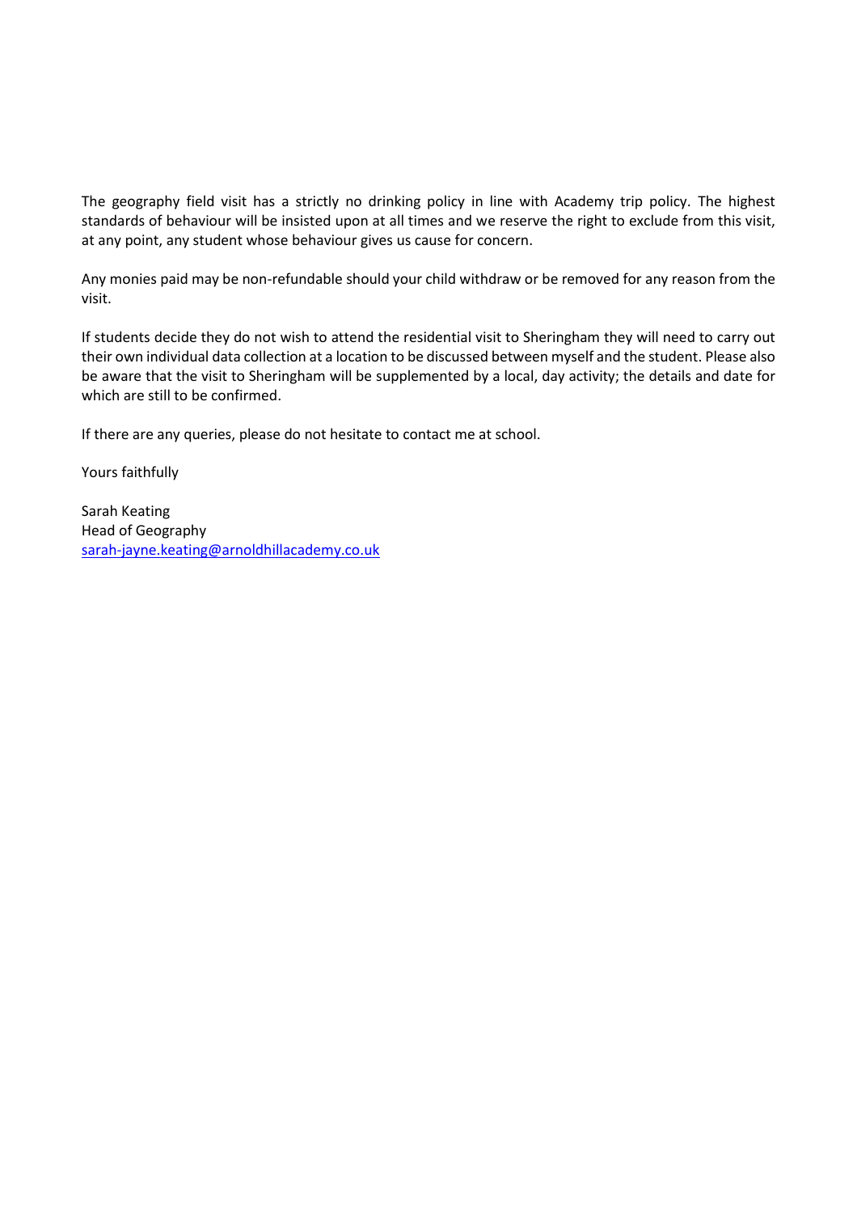The geography field visit has a strictly no drinking policy in line with Academy trip policy. The highest standards of behaviour will be insisted upon at all times and we reserve the right to exclude from this visit, at any point, any student whose behaviour gives us cause for concern.

Any monies paid may be non-refundable should your child withdraw or be removed for any reason from the visit.

If students decide they do not wish to attend the residential visit to Sheringham they will need to carry out their own individual data collection at a location to be discussed between myself and the student. Please also be aware that the visit to Sheringham will be supplemented by a local, day activity; the details and date for which are still to be confirmed.

If there are any queries, please do not hesitate to contact me at school.

Yours faithfully

Sarah Keating  
Head of Geography  
sarah-jayne.keating@arnoldhillacademy.co.uk